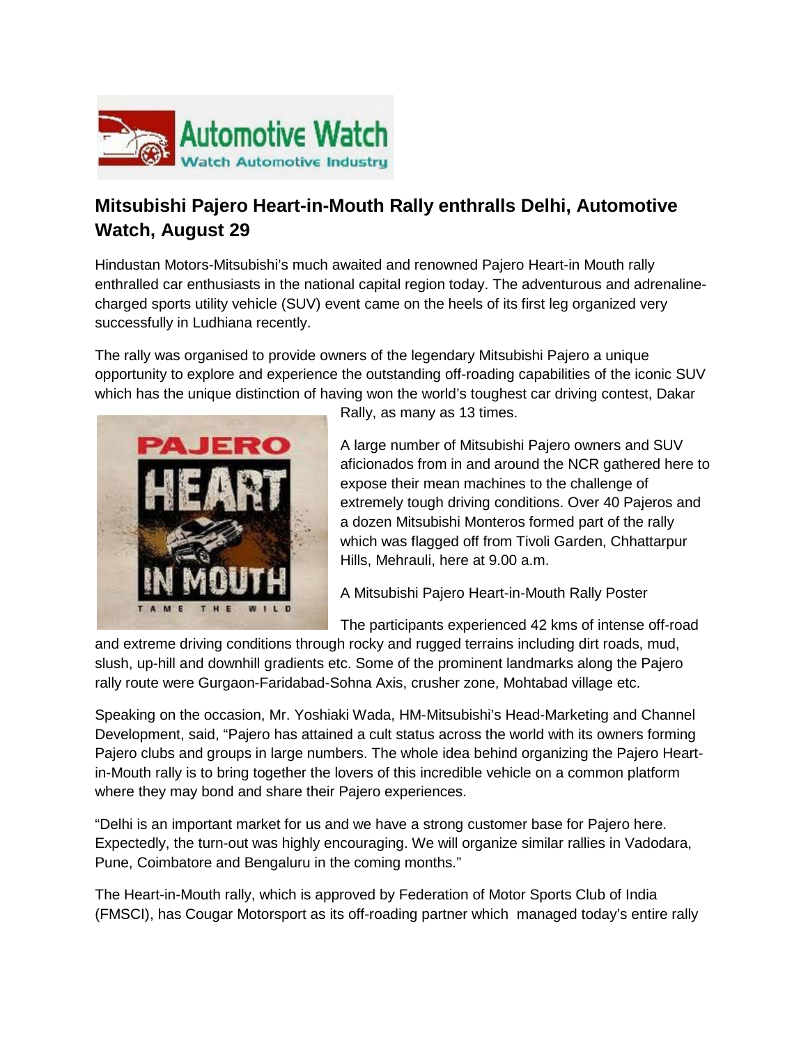## Mitsubishi Pajero Heart-in-Mouth Rally enthralls Delhi, Automotive Watch, August 29

Hindustan Motors-Mitsubishi's much awaited and renowned Pajero Heart-in Mouth rally enthralled car enthusiasts in the national capital region today. The adventurous and adrenaline-charged sports utility vehicle (SUV) event came on the heels of its first leg organized very successfully in Ludhiana recently.

The rally was organised to provide owners of the legendary Mitsubishi Pajero a unique opportunity to explore and experience the outstanding off-roading capabilities of the iconic SUV which has the unique distinction of having won the world's toughest car driving contest, Dakar Rally, as many as 13 times.

A large number of Mitsubishi Pajero owners and SUV aficionados from in and around the NCR gathered here to expose their mean machines to the challenge of extremely tough driving conditions. Over 40 Pajeros and a dozen Mitsubishi Monteros formed part of the rally which was flagged off from Tivoli Garden, Chhattarpur Hills, Mehrauli, here at 9.00 a.m.

A Mitsubishi Pajero Heart-in-Mouth Rally Poster

The participants experienced 42 kms of intense off-road and extreme driving conditions through rocky and rugged terrains including dirt roads, mud, slush, up-hill and downhill gradients etc. Some of the prominent landmarks along the Pajero rally route were Gurgaon-Faridabad-Sohna Axis, crusher zone, Mohtabad village etc.

Speaking on the occasion, Mr. Yoshiaki Wada, HM-Mitsubishi's Head-Marketing and Channel Development, said, "Pajero has attained a cult status across the world with its owners forming Pajero clubs and groups in large numbers. The whole idea behind organizing the Pajero Heart-in-Mouth rally is to bring together the lovers of this incredible vehicle on a common platform where they may bond and share their Pajero experiences.

"Delhi is an important market for us and we have a strong customer base for Pajero here. Expectedly, the turn-out was highly encouraging. We will organize similar rallies in Vadodara, Pune, Coimbatore and Bengaluru in the coming months."

The Heart-in-Mouth rally, which is approved by Federation of Motor Sports Club of India (FMSCI), has Cougar Motorsport as its off-roading partner which managed today's entire rally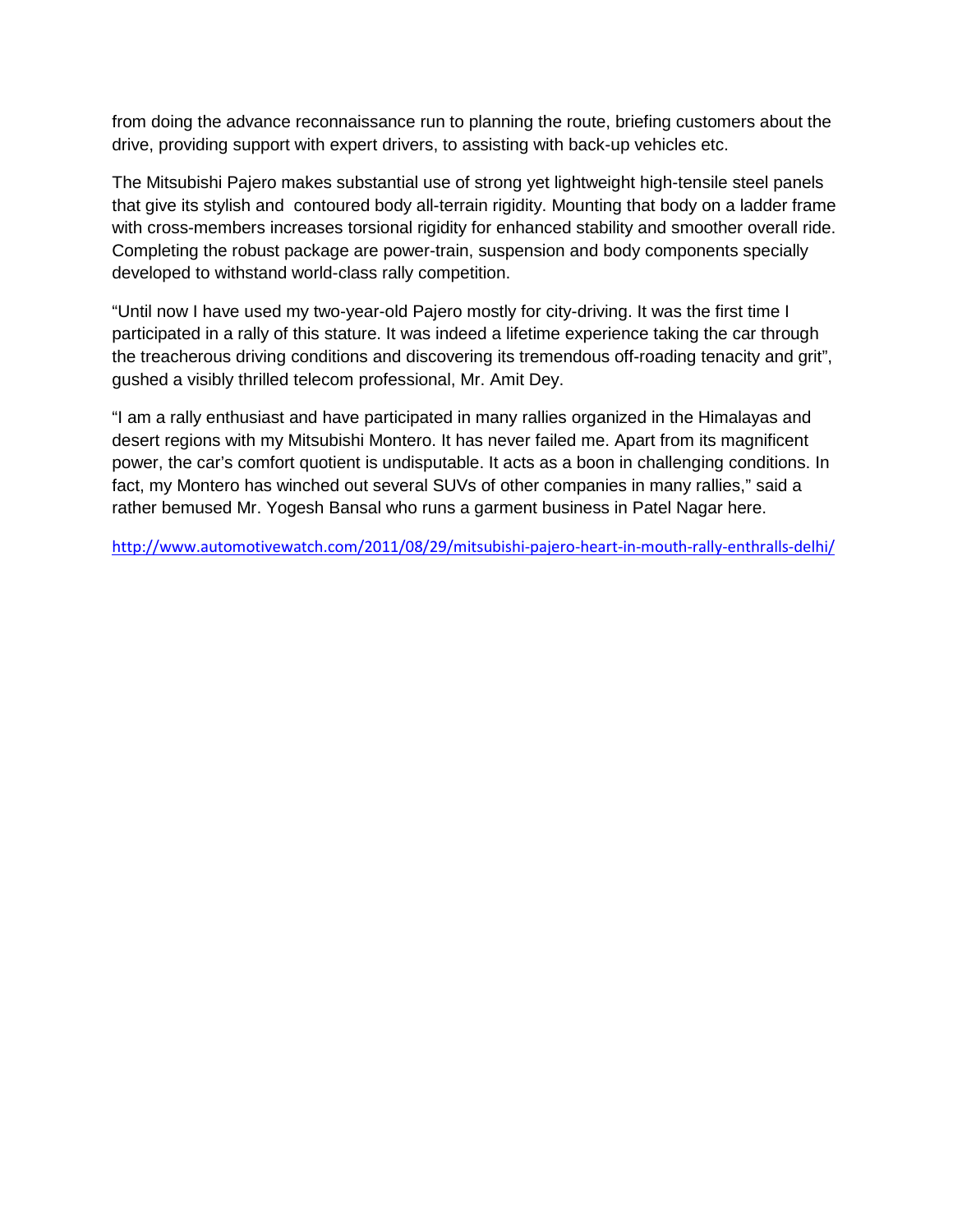from doing the advance reconnaissance run to planning the route, briefing customers about the drive, providing support with expert drivers, to assisting with back-up vehicles etc.

The Mitsubishi Pajero makes substantial use of strong yet lightweight high-tensile steel panels that give its stylish and contoured body all-terrain rigidity. Mounting that body on a ladder frame with cross-members increases torsional rigidity for enhanced stability and smoother overall ride. Completing the robust package are power-train, suspension and body components specially developed to withstand world-class rally competition.

“Until now I have used my two-year-old Pajero mostly for city-driving. It was the first time I participated in a rally of this stature. It was indeed a lifetime experience taking the car through the treacherous driving conditions and discovering its tremendous off-roading tenacity and grit”, gushed a visibly thrilled telecom professional, Mr. Amit Dey.

“I am a rally enthusiast and have participated in many rallies organized in the Himalayas and desert regions with my Mitsubishi Montero. It has never failed me. Apart from its magnificent power, the car’s comfort quotient is undisputable. It acts as a boon in challenging conditions. In fact, my Montero has winched out several SUVs of other companies in many rallies,” said a rather bemused Mr. Yogesh Bansal who runs a garment business in Patel Nagar here.

http://www.automotivewatch.com/2011/08/29/mitsubishi-pajero-heart-in-mouth-rally-enthralls-delhi/